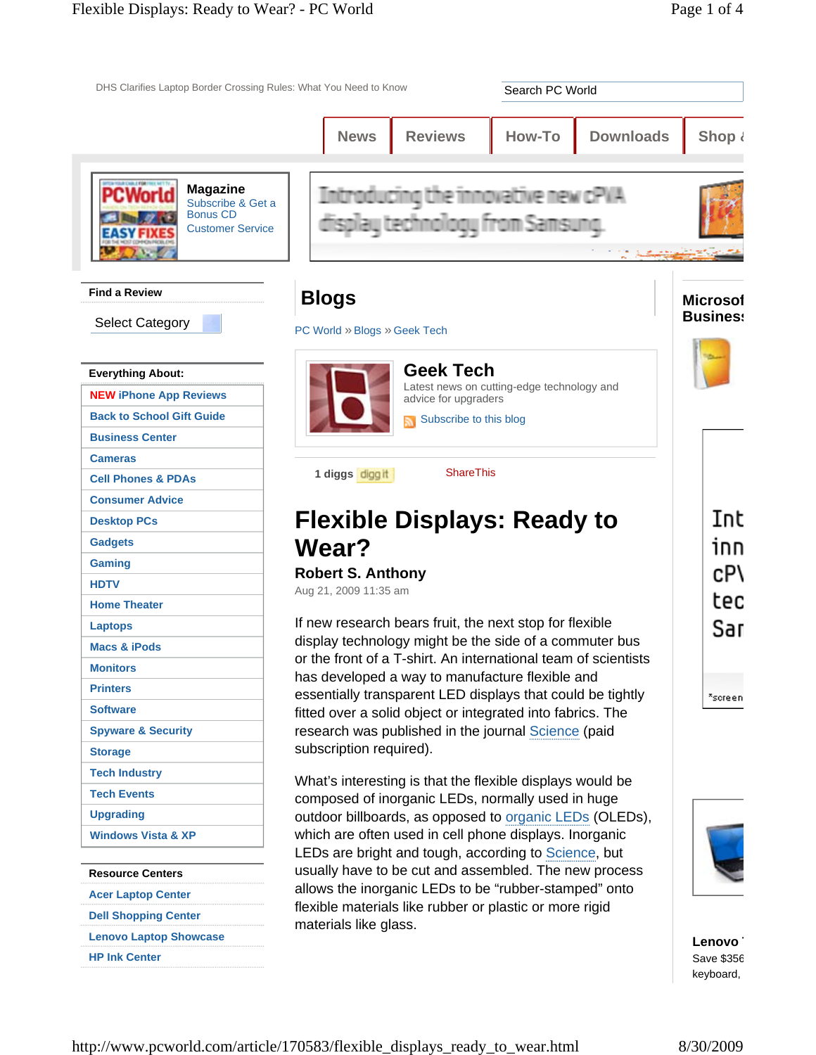DHS Clarifies Laptop Border Crossing Rules: What You Need to Know

Search PC World

News | Reviews | How-To | Downloads | Shop

**Magazine**
Subscribe & Get a Bonus CD
Customer Service

**Find a Review**

Select Category

**Everything About:**

- NEW iPhone App Reviews
- Back to School Gift Guide
- Business Center
- Cameras
- Cell Phones & PDAs
- Consumer Advice
- Desktop PCs
- Gadgets
- Gaming
- HDTV
- Home Theater
- Laptops
- Macs & iPods
- Monitors
- Printers
- Software
- Spyware & Security
- Storage
- Tech Industry
- Tech Events
- Upgrading
- Windows Vista & XP

**Resource Centers**

- Acer Laptop Center
- Dell Shopping Center
- Lenovo Laptop Showcase
- HP Ink Center

# Blogs

PC World » Blogs » Geek Tech

## Geek Tech

Latest news on cutting-edge technology and advice for upgraders

Subscribe to this blog

1 diggs digg it ShareThis

# Flexible Displays: Ready to Wear?

**Robert S. Anthony**

Aug 21, 2009 11:35 am

If new research bears fruit, the next stop for flexible display technology might be the side of a commuter bus or the front of a T-shirt. An international team of scientists has developed a way to manufacture flexible and essentially transparent LED displays that could be tightly fitted over a solid object or integrated into fabrics. The research was published in the journal Science (paid subscription required).

What's interesting is that the flexible displays would be composed of inorganic LEDs, normally used in huge outdoor billboards, as opposed to organic LEDs (OLEDs), which are often used in cell phone displays. Inorganic LEDs are bright and tough, according to Science, but usually have to be cut and assembled. The new process allows the inorganic LEDs to be "rubber-stamped" onto flexible materials like rubber or plastic or more rigid materials like glass.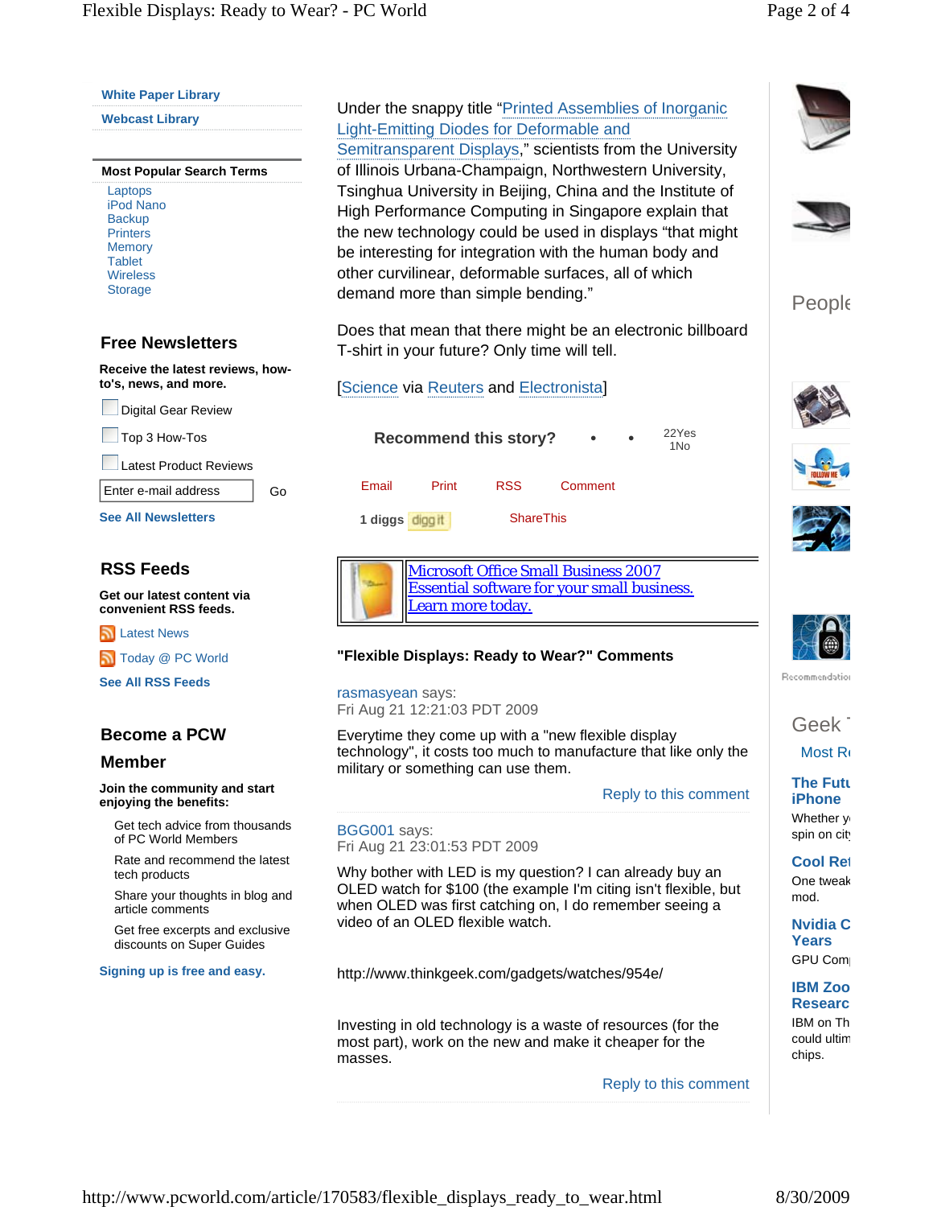Under the snappy title "Printed Assemblies of Inorganic Light-Emitting Diodes for Deformable and Semitransparent Displays," scientists from the University of Illinois Urbana-Champaign, Northwestern University, Tsinghua University in Beijing, China and the Institute of High Performance Computing in Singapore explain that the new technology could be used in displays "that might be interesting for integration with the human body and other curvilinear, deformable surfaces, all of which demand more than simple bending."

Does that mean that there might be an electronic billboard T-shirt in your future? Only time will tell.

[Science via Reuters and Electronista]

Recommend this story? 22Yes 1No

Email Print RSS Comment

1 diggs digg it ShareThis

Microsoft Office Small Business 2007
Essential software for your small business.
Learn more today.

## "Flexible Displays: Ready to Wear?" Comments

rasmasyean says:
Fri Aug 21 12:21:03 PDT 2009

Everytime they come up with a "new flexible display technology", it costs too much to manufacture that like only the military or something can use them.

Reply to this comment

BGG001 says:
Fri Aug 21 23:01:53 PDT 2009

Why bother with LED is my question? I can already buy an OLED watch for $100 (the example I'm citing isn't flexible, but when OLED was first catching on, I do remember seeing a video of an OLED flexible watch.

http://www.thinkgeek.com/gadgets/watches/954e/

Investing in old technology is a waste of resources (for the most part), work on the new and make it cheaper for the masses.

Reply to this comment

---

White Paper Library
Webcast Library

**Most Popular Search Terms**

- Laptops
- iPod Nano
- Backup
- Printers
- Memory
- Tablet
- Wireless
- Storage

## Free Newsletters

**Receive the latest reviews, how-to's, news, and more.**

- Digital Gear Review
- Top 3 How-Tos
- Latest Product Reviews

Enter e-mail address Go

**See All Newsletters**

## RSS Feeds

**Get our latest content via convenient RSS feeds.**

- Latest News
- Today @ PC World

**See All RSS Feeds**

## Become a PCW Member

**Join the community and start enjoying the benefits:**

- Get tech advice from thousands of PC World Members
- Rate and recommend the latest tech products
- Share your thoughts in blog and article comments
- Get free excerpts and exclusive discounts on Super Guides

**Signing up is free and easy.**

---

People

Recommendatio

Geek

Most R

**The Futu iPhone**
Whether y spin on cit

**Cool Ret**
One tweak mod.

**Nvidia C Years**
GPU Com

**IBM Zoo Researc**
IBM on Th could ultim chips.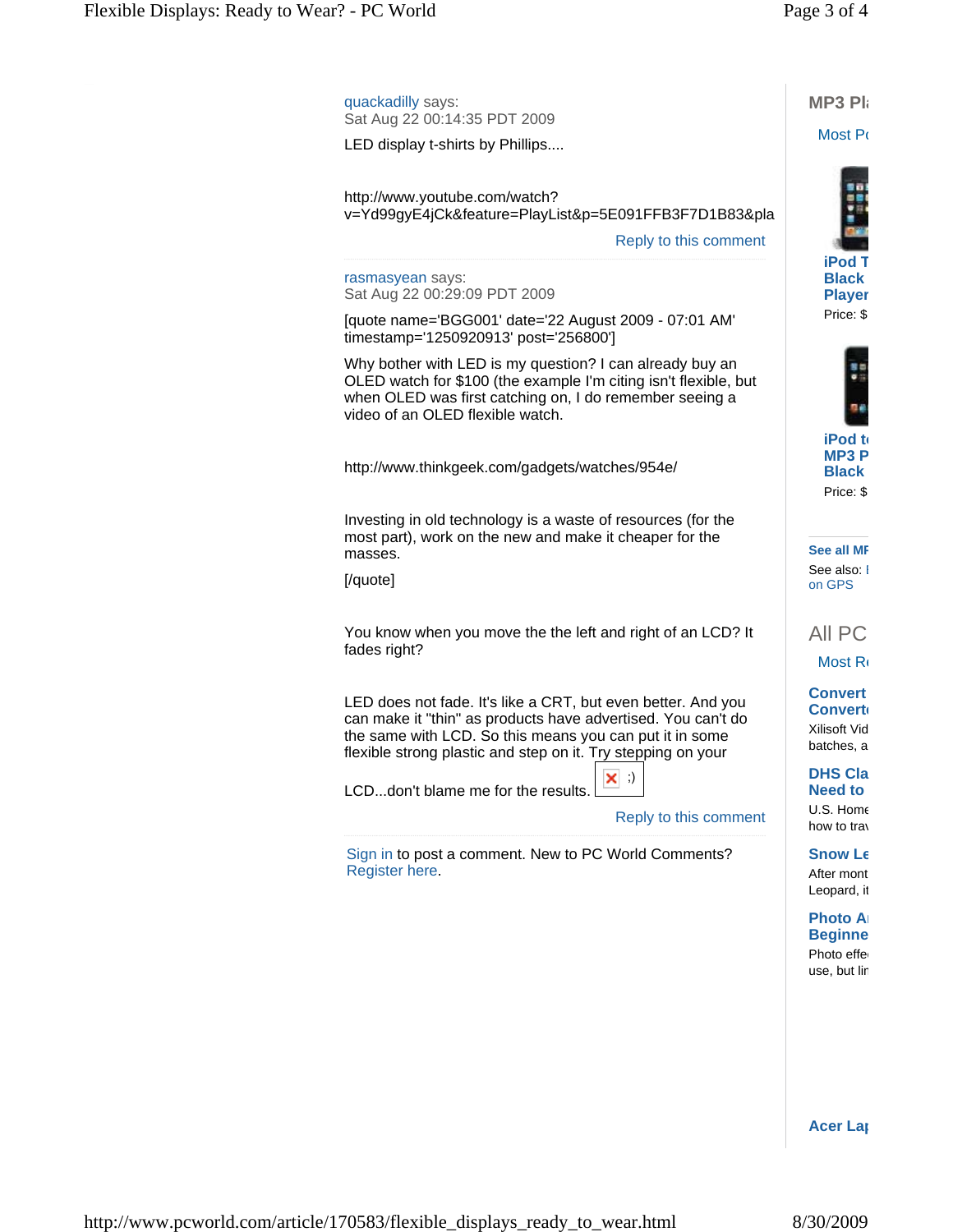quackadilly says:
Sat Aug 22 00:14:35 PDT 2009

LED display t-shirts by Phillips....

http://www.youtube.com/watch?v=Yd99gyE4jCk&feature=PlayList&p=5E091FFB3F7D1B83&pla

Reply to this comment

rasmasyean says:
Sat Aug 22 00:29:09 PDT 2009

[quote name='BGG001' date='22 August 2009 - 07:01 AM' timestamp='1250920913' post='256800']

Why bother with LED is my question? I can already buy an OLED watch for $100 (the example I'm citing isn't flexible, but when OLED was first catching on, I do remember seeing a video of an OLED flexible watch.

http://www.thinkgeek.com/gadgets/watches/954e/

Investing in old technology is a waste of resources (for the most part), work on the new and make it cheaper for the masses.

[/quote]

You know when you move the the left and right of an LCD? It fades right?

LED does not fade. It's like a CRT, but even better. And you can make it "thin" as products have advertised. You can't do the same with LCD. So this means you can put it in some flexible strong plastic and step on it. Try stepping on your LCD...don't blame me for the results. ;)

Reply to this comment

Sign in to post a comment. New to PC World Comments? Register here.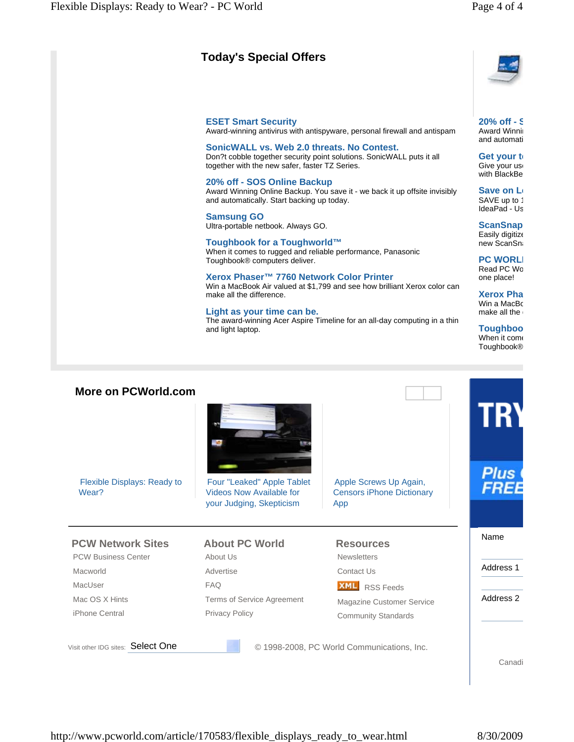## Today's Special Offers

**ESET Smart Security**
Award-winning antivirus with antispyware, personal firewall and antispam

**SonicWALL vs. Web 2.0 threats. No Contest.**
Don?t cobble together security point solutions. SonicWALL puts it all together with the new safer, faster TZ Series.

**20% off - SOS Online Backup**
Award Winning Online Backup. You save it - we back it up offsite invisibly and automatically. Start backing up today.

**Samsung GO**
Ultra-portable netbook. Always GO.

**Toughbook for a Toughworld™**
When it comes to rugged and reliable performance, Panasonic Toughbook® computers deliver.

**Xerox Phaser™ 7760 Network Color Printer**
Win a MacBook Air valued at $1,799 and see how brilliant Xerox color can make all the difference.

**Light as your time can be.**
The award-winning Acer Aspire Timeline for an all-day computing in a thin and light laptop.

**20% off - S**
Award Winni
and automati

**Get your t**
Give your us
with BlackBe

**Save on L**
SAVE up to 1
IdeaPad - Us

**ScanSnap**
Easily digitiz
new ScanSn

**PC WORL**
Read PC Wo
one place!

**Xerox Pha**
Win a MacBo
make all the

**Toughboo**
When it come
Toughbook®

## More on PCWorld.com

Flexible Displays: Ready to Wear?

Four "Leaked" Apple Tablet Videos Now Available for your Judging, Skepticism

Apple Screws Up Again, Censors iPhone Dictionary App

TRY
Plus
FREE

Name

Address 1

Address 2

Canadi

### PCW Network Sites

- PCW Business Center
- Macworld
- MacUser
- Mac OS X Hints
- iPhone Central

### About PC World

- About Us
- Advertise
- FAQ
- Terms of Service Agreement
- Privacy Policy

### Resources

- Newsletters
- Contact Us
- XML RSS Feeds
- Magazine Customer Service
- Community Standards

Visit other IDG sites: Select One

© 1998-2008, PC World Communications, Inc.